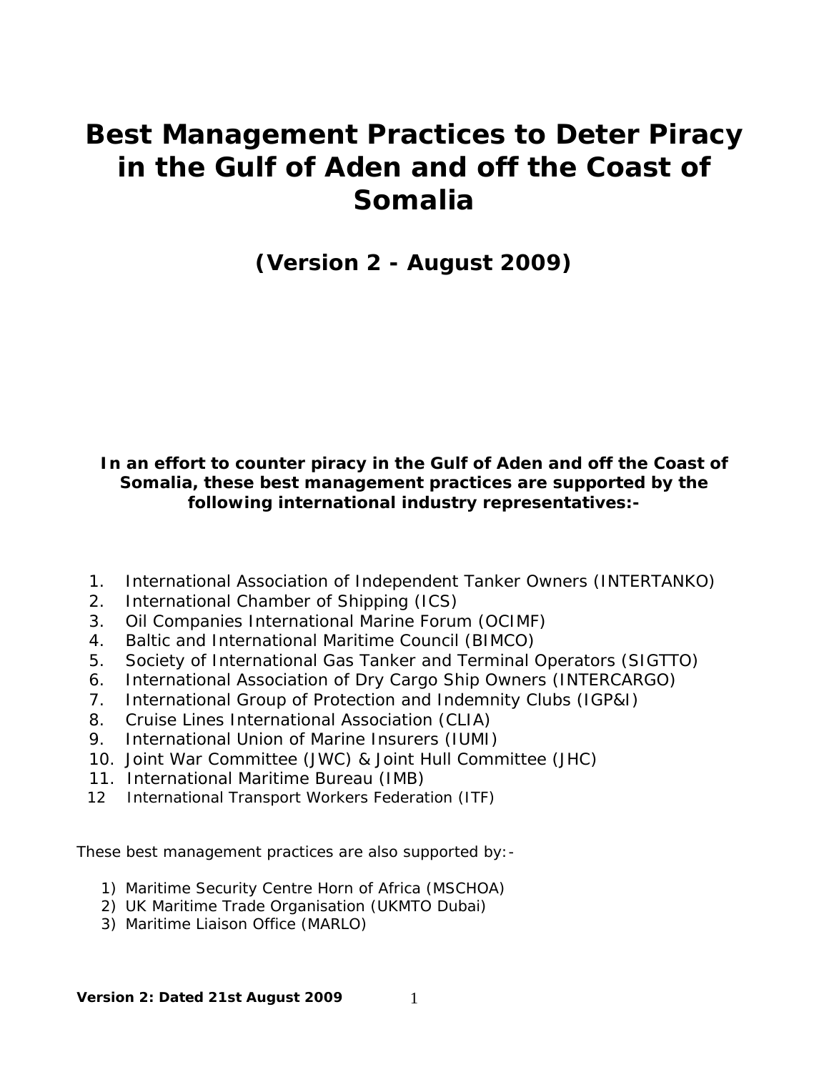# Best Management Practices to Deter Piracy in the Gulf of Aden and off the Coast of Somalia

## (Version 2 - August 2009)

**In an effort to counter piracy in the Gulf of Aden and off the Coast of Somalia, these best management practices are supported by the following international industry representatives:-**

1. International Association of Independent Tanker Owners (INTERTANKO)
2. International Chamber of Shipping (ICS)
3. Oil Companies International Marine Forum (OCIMF)
4. Baltic and International Maritime Council (BIMCO)
5. Society of International Gas Tanker and Terminal Operators (SIGTTO)
6. International Association of Dry Cargo Ship Owners (INTERCARGO)
7. International Group of Protection and Indemnity Clubs (IGP&I)
8. Cruise Lines International Association (CLIA)
9. International Union of Marine Insurers (IUMI)
10. Joint War Committee (JWC) & Joint Hull Committee (JHC)
11. International Maritime Bureau (IMB)
12. International Transport Workers Federation (ITF)

These best management practices are also supported by:-

1) Maritime Security Centre Horn of Africa (MSCHOA)
2) UK Maritime Trade Organisation (UKMTO Dubai)
3) Maritime Liaison Office (MARLO)

**Version 2: Dated 21st August 2009**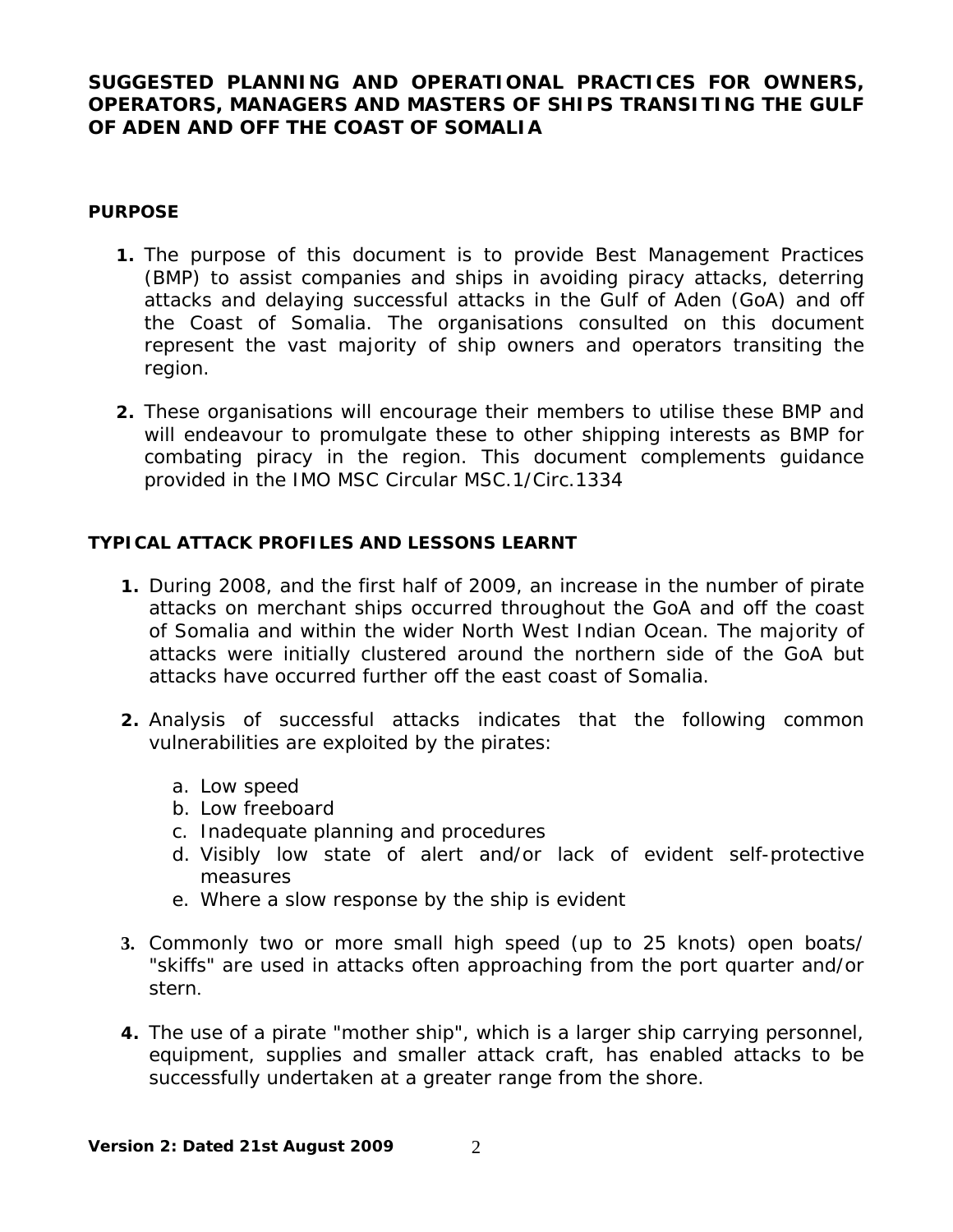# SUGGESTED PLANNING AND OPERATIONAL PRACTICES FOR OWNERS, OPERATORS, MANAGERS AND MASTERS OF SHIPS TRANSITING THE GULF OF ADEN AND OFF THE COAST OF SOMALIA

## PURPOSE

1. The purpose of this document is to provide Best Management Practices (BMP) to assist companies and ships in avoiding piracy attacks, deterring attacks and delaying successful attacks in the Gulf of Aden (GoA) and off the Coast of Somalia. The organisations consulted on this document represent the vast majority of ship owners and operators transiting the region.

2. These organisations will encourage their members to utilise these BMP and will endeavour to promulgate these to other shipping interests as BMP for combating piracy in the region. This document complements guidance provided in the IMO MSC Circular MSC.1/Circ.1334

## TYPICAL ATTACK PROFILES AND LESSONS LEARNT

1. During 2008, and the first half of 2009, an increase in the number of pirate attacks on merchant ships occurred throughout the GoA and off the coast of Somalia and within the wider North West Indian Ocean. The majority of attacks were initially clustered around the northern side of the GoA but attacks have occurred further off the east coast of Somalia.

2. Analysis of successful attacks indicates that the following common vulnerabilities are exploited by the pirates:

   a. Low speed
   b. Low freeboard
   c. Inadequate planning and procedures
   d. Visibly low state of alert and/or lack of evident self-protective measures
   e. Where a slow response by the ship is evident

3. Commonly two or more small high speed (up to 25 knots) open boats/ "skiffs" are used in attacks often approaching from the port quarter and/or stern.

4. The use of a pirate "mother ship", which is a larger ship carrying personnel, equipment, supplies and smaller attack craft, has enabled attacks to be successfully undertaken at a greater range from the shore.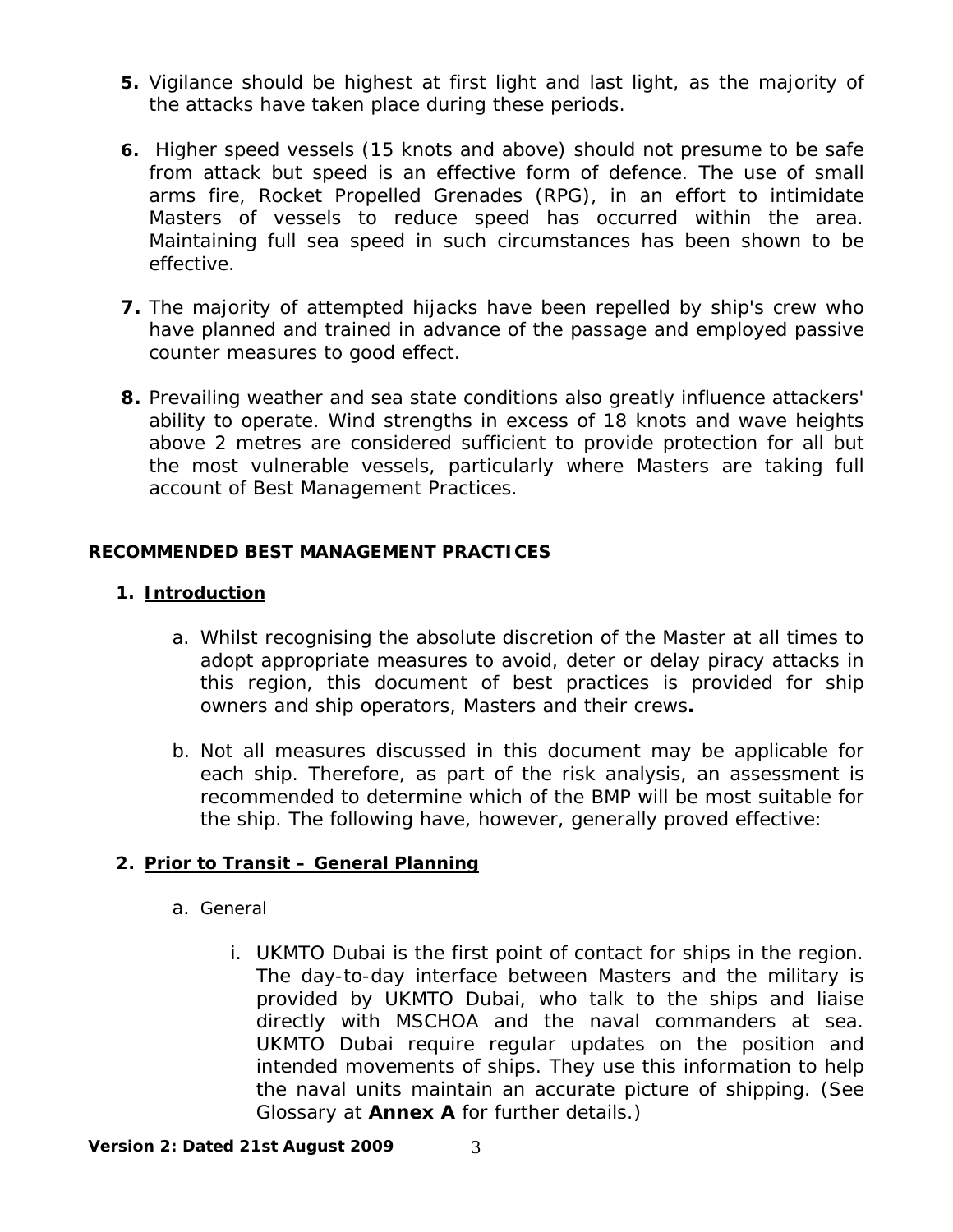5. Vigilance should be highest at first light and last light, as the majority of the attacks have taken place during these periods.

6. Higher speed vessels (15 knots and above) should not presume to be safe from attack but speed is an effective form of defence. The use of small arms fire, Rocket Propelled Grenades (RPG), in an effort to intimidate Masters of vessels to reduce speed has occurred within the area. Maintaining full sea speed in such circumstances has been shown to be effective.

7. The majority of attempted hijacks have been repelled by ship's crew who have planned and trained in advance of the passage and employed passive counter measures to good effect.

8. Prevailing weather and sea state conditions also greatly influence attackers' ability to operate. Wind strengths in excess of 18 knots and wave heights above 2 metres are considered sufficient to provide protection for all but the most vulnerable vessels, particularly where Masters are taking full account of Best Management Practices.

## RECOMMENDED BEST MANAGEMENT PRACTICES

### 1. Introduction

a. Whilst recognising the absolute discretion of the Master at all times to adopt appropriate measures to avoid, deter or delay piracy attacks in this region, this document of best practices is provided for ship owners and ship operators, Masters and their crews**.**

b. Not all measures discussed in this document may be applicable for each ship. Therefore, as part of the risk analysis, an assessment is recommended to determine which of the BMP will be most suitable for the ship. The following have, however, generally proved effective:

### 2. Prior to Transit – General Planning

a. General

i. UKMTO Dubai is the first point of contact for ships in the region. The day-to-day interface between Masters and the military is provided by UKMTO Dubai, who talk to the ships and liaise directly with MSCHOA and the naval commanders at sea. UKMTO Dubai require regular updates on the position and intended movements of ships. They use this information to help the naval units maintain an accurate picture of shipping. (See Glossary at **Annex A** for further details.)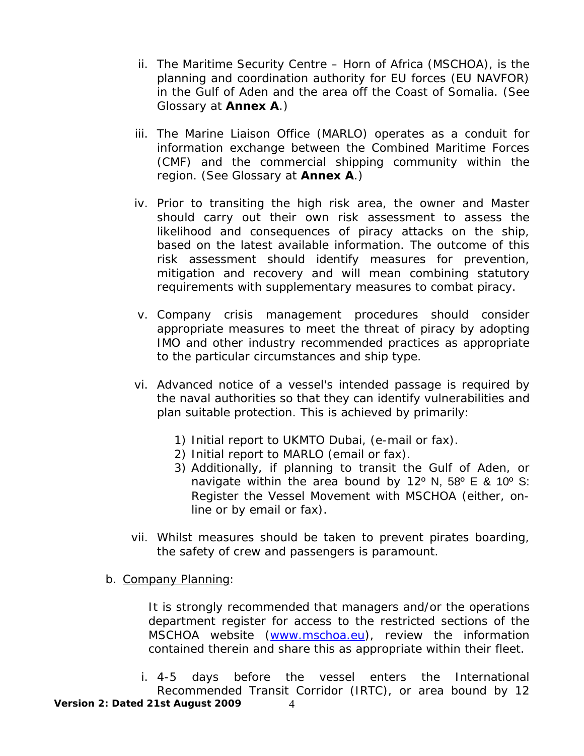ii. The Maritime Security Centre – Horn of Africa (MSCHOA), is the planning and coordination authority for EU forces (EU NAVFOR) in the Gulf of Aden and the area off the Coast of Somalia. (See Glossary at **Annex A**.)

iii. The Marine Liaison Office (MARLO) operates as a conduit for information exchange between the Combined Maritime Forces (CMF) and the commercial shipping community within the region. (See Glossary at **Annex A**.)

iv. Prior to transiting the high risk area, the owner and Master should carry out their own risk assessment to assess the likelihood and consequences of piracy attacks on the ship, based on the latest available information. The outcome of this risk assessment should identify measures for prevention, mitigation and recovery and will mean combining statutory requirements with supplementary measures to combat piracy.

v. Company crisis management procedures should consider appropriate measures to meet the threat of piracy by adopting IMO and other industry recommended practices as appropriate to the particular circumstances and ship type.

vi. Advanced notice of a vessel's intended passage is required by the naval authorities so that they can identify vulnerabilities and plan suitable protection. This is achieved by primarily:

   1) Initial report to UKMTO Dubai, (e-mail or fax).
   2) Initial report to MARLO (email or fax).
   3) Additionally, if planning to transit the Gulf of Aden, or navigate within the area bound by 12º N, 58º E & 10º S: Register the Vessel Movement with MSCHOA (either, on-line or by email or fax).

vii. Whilst measures should be taken to prevent pirates boarding, the safety of crew and passengers is paramount.

b. Company Planning:

It is strongly recommended that managers and/or the operations department register for access to the restricted sections of the MSCHOA website ([www.mschoa.eu](http://www.mschoa.eu)), review the information contained therein and share this as appropriate within their fleet.

i. 4-5 days before the vessel enters the International Recommended Transit Corridor (IRTC), or area bound by 12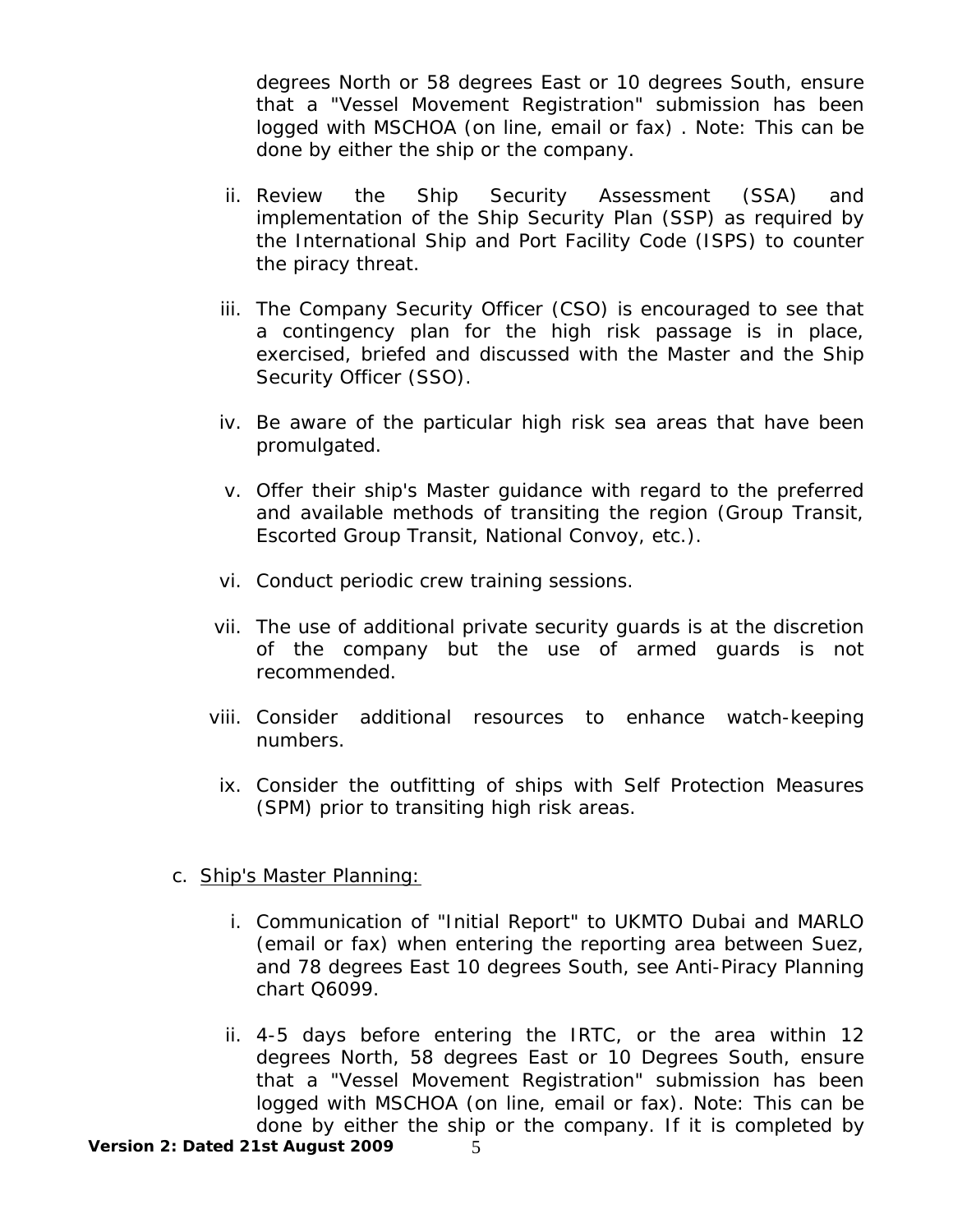degrees North or 58 degrees East or 10 degrees South, ensure that a "Vessel Movement Registration" submission has been logged with MSCHOA (on line, email or fax) . Note: This can be done by either the ship or the company.

ii. Review the Ship Security Assessment (SSA) and implementation of the Ship Security Plan (SSP) as required by the International Ship and Port Facility Code (ISPS) to counter the piracy threat.

iii. The Company Security Officer (CSO) is encouraged to see that a contingency plan for the high risk passage is in place, exercised, briefed and discussed with the Master and the Ship Security Officer (SSO).

iv. Be aware of the particular high risk sea areas that have been promulgated.

v. Offer their ship's Master guidance with regard to the preferred and available methods of transiting the region (Group Transit, Escorted Group Transit, National Convoy, etc.).

vi. Conduct periodic crew training sessions.

vii. The use of additional private security guards is at the discretion of the company but the use of armed guards is not recommended.

viii. Consider additional resources to enhance watch-keeping numbers.

ix. Consider the outfitting of ships with Self Protection Measures (SPM) prior to transiting high risk areas.

c. <u>Ship's Master Planning:</u>

i. Communication of "Initial Report" to UKMTO Dubai and MARLO (email or fax) when entering the reporting area between Suez, and 78 degrees East 10 degrees South, see Anti-Piracy Planning chart Q6099.

ii. 4-5 days before entering the IRTC, or the area within 12 degrees North, 58 degrees East or 10 Degrees South, ensure that a "Vessel Movement Registration" submission has been logged with MSCHOA (on line, email or fax). Note: This can be done by either the ship or the company. If it is completed by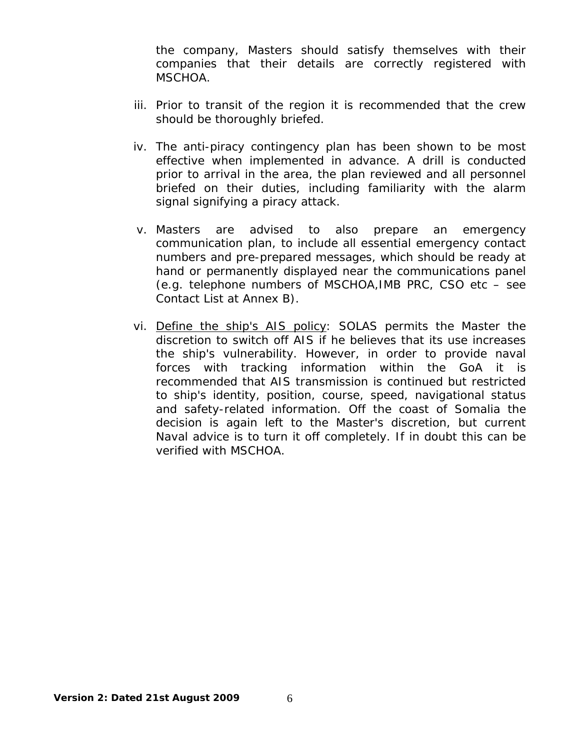the company, Masters should satisfy themselves with their companies that their details are correctly registered with MSCHOA.

iii. Prior to transit of the region it is recommended that the crew should be thoroughly briefed.

iv. The anti-piracy contingency plan has been shown to be most effective when implemented in advance. A drill is conducted prior to arrival in the area, the plan reviewed and all personnel briefed on their duties, including familiarity with the alarm signal signifying a piracy attack.

v. Masters are advised to also prepare an emergency communication plan, to include all essential emergency contact numbers and pre-prepared messages, which should be ready at hand or permanently displayed near the communications panel (e.g. telephone numbers of MSCHOA,IMB PRC, CSO etc – see Contact List at Annex B).

vi. <u>Define the ship's AIS policy</u>: SOLAS permits the Master the discretion to switch off AIS if he believes that its use increases the ship's vulnerability. However, in order to provide naval forces with tracking information within the GoA it is recommended that AIS transmission is continued but restricted to ship's identity, position, course, speed, navigational status and safety-related information. Off the coast of Somalia the decision is again left to the Master's discretion, but current Naval advice is to turn it off completely. If in doubt this can be verified with MSCHOA.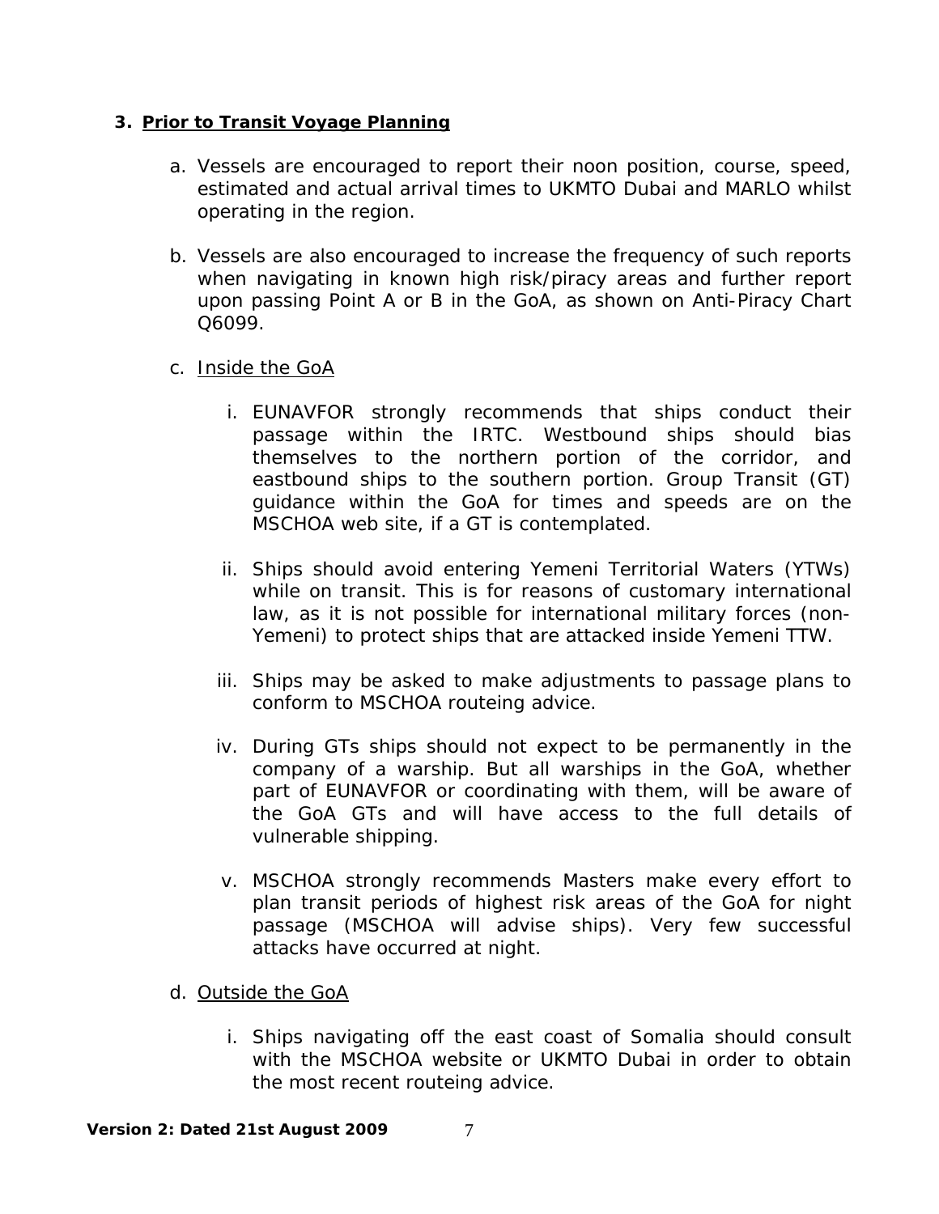### 3. Prior to Transit Voyage Planning

a. Vessels are encouraged to report their noon position, course, speed, estimated and actual arrival times to UKMTO Dubai and MARLO whilst operating in the region.

b. Vessels are also encouraged to increase the frequency of such reports when navigating in known high risk/piracy areas and further report upon passing Point A or B in the GoA, as shown on Anti-Piracy Chart Q6099.

c. Inside the GoA

   i. EUNAVFOR strongly recommends that ships conduct their passage within the IRTC. Westbound ships should bias themselves to the northern portion of the corridor, and eastbound ships to the southern portion. Group Transit (GT) guidance within the GoA for times and speeds are on the MSCHOA web site, if a GT is contemplated.

   ii. Ships should avoid entering Yemeni Territorial Waters (YTWs) while on transit. This is for reasons of customary international law, as it is not possible for international military forces (non-Yemeni) to protect ships that are attacked inside Yemeni TTW.

   iii. Ships may be asked to make adjustments to passage plans to conform to MSCHOA routeing advice.

   iv. During GTs ships should not expect to be permanently in the company of a warship. But all warships in the GoA, whether part of EUNAVFOR or coordinating with them, will be aware of the GoA GTs and will have access to the full details of vulnerable shipping.

   v. MSCHOA strongly recommends Masters make every effort to plan transit periods of highest risk areas of the GoA for night passage (MSCHOA will advise ships). Very few successful attacks have occurred at night.

d. Outside the GoA

   i. Ships navigating off the east coast of Somalia should consult with the MSCHOA website or UKMTO Dubai in order to obtain the most recent routeing advice.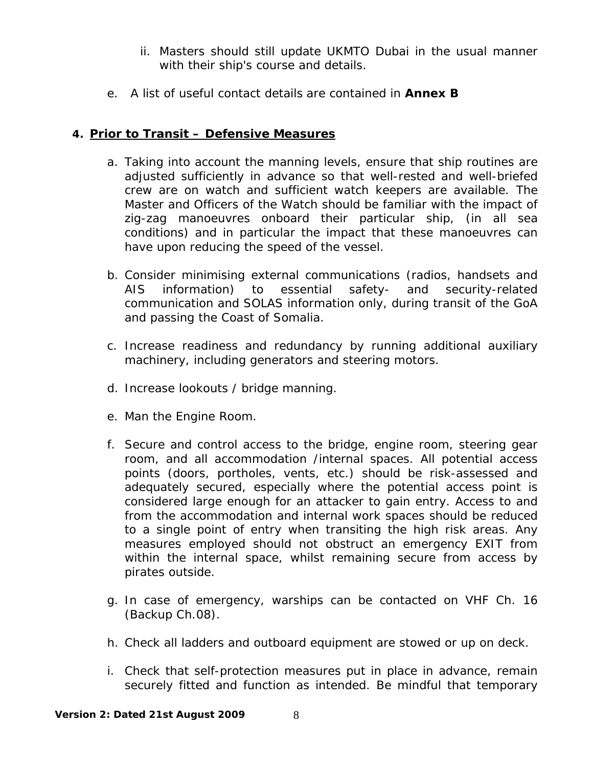ii. Masters should still update UKMTO Dubai in the usual manner with their ship's course and details.

e. A list of useful contact details are contained in **Annex B**

## 4. Prior to Transit – Defensive Measures

a. Taking into account the manning levels, ensure that ship routines are adjusted sufficiently in advance so that well-rested and well-briefed crew are on watch and sufficient watch keepers are available. The Master and Officers of the Watch should be familiar with the impact of zig-zag manoeuvres onboard their particular ship, (in all sea conditions) and in particular the impact that these manoeuvres can have upon reducing the speed of the vessel.

b. Consider minimising external communications (radios, handsets and AIS information) to essential safety- and security-related communication and SOLAS information only, during transit of the GoA and passing the Coast of Somalia.

c. Increase readiness and redundancy by running additional auxiliary machinery, including generators and steering motors.

d. Increase lookouts / bridge manning.

e. Man the Engine Room.

f. Secure and control access to the bridge, engine room, steering gear room, and all accommodation /internal spaces. All potential access points (doors, portholes, vents, etc.) should be risk-assessed and adequately secured, especially where the potential access point is considered large enough for an attacker to gain entry. Access to and from the accommodation and internal work spaces should be reduced to a single point of entry when transiting the high risk areas. Any measures employed should not obstruct an emergency EXIT from within the internal space, whilst remaining secure from access by pirates outside.

g. In case of emergency, warships can be contacted on VHF Ch. 16 (Backup Ch.08).

h. Check all ladders and outboard equipment are stowed or up on deck.

i. Check that self-protection measures put in place in advance, remain securely fitted and function as intended. Be mindful that temporary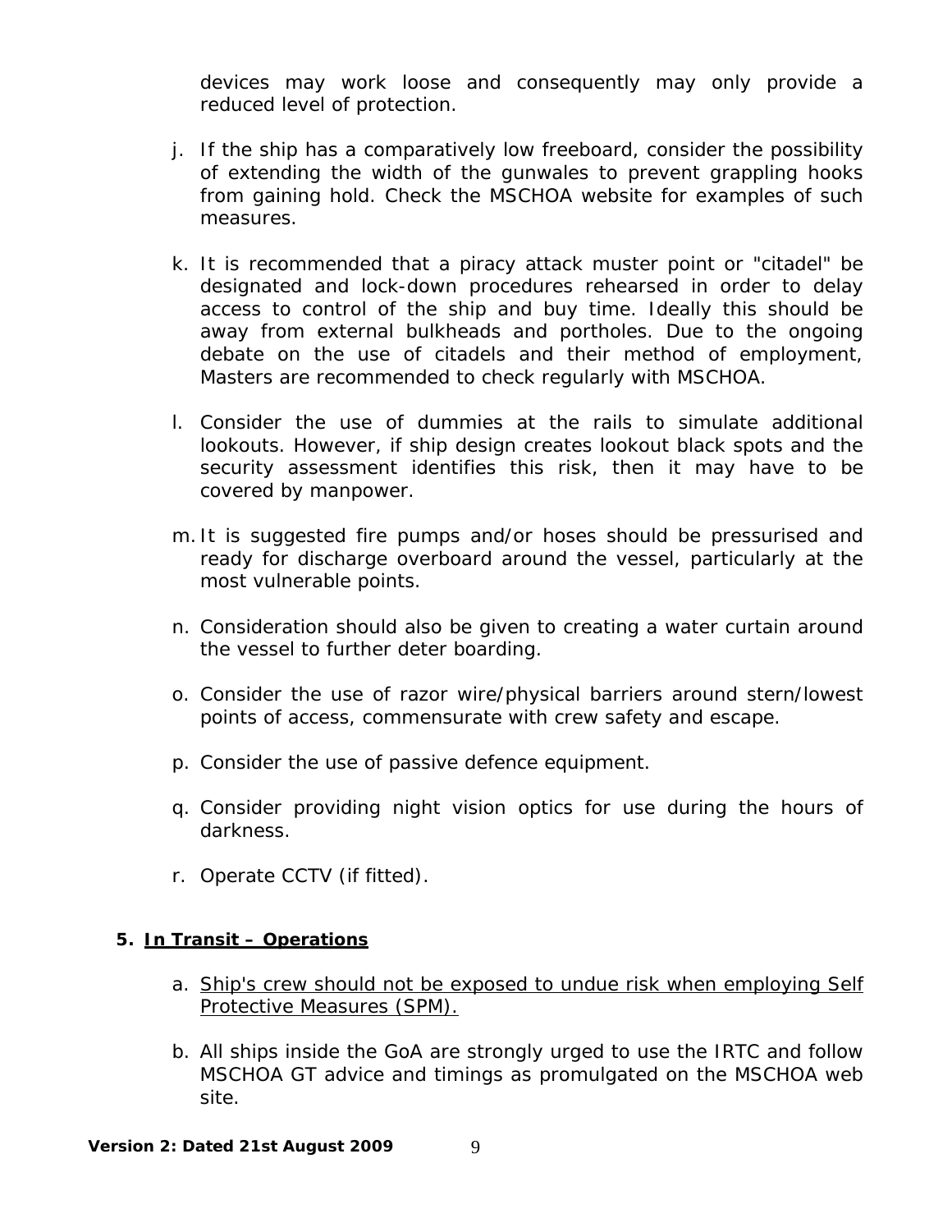devices may work loose and consequently may only provide a reduced level of protection.

j. If the ship has a comparatively low freeboard, consider the possibility of extending the width of the gunwales to prevent grappling hooks from gaining hold. Check the MSCHOA website for examples of such measures.

k. It is recommended that a piracy attack muster point or "citadel" be designated and lock-down procedures rehearsed in order to delay access to control of the ship and buy time. Ideally this should be away from external bulkheads and portholes. Due to the ongoing debate on the use of citadels and their method of employment, Masters are recommended to check regularly with MSCHOA.

l. Consider the use of dummies at the rails to simulate additional lookouts. However, if ship design creates lookout black spots and the security assessment identifies this risk, then it may have to be covered by manpower.

m. It is suggested fire pumps and/or hoses should be pressurised and ready for discharge overboard around the vessel, particularly at the most vulnerable points.

n. Consideration should also be given to creating a water curtain around the vessel to further deter boarding.

o. Consider the use of razor wire/physical barriers around stern/lowest points of access, commensurate with crew safety and escape.

p. Consider the use of passive defence equipment.

q. Consider providing night vision optics for use during the hours of darkness.

r. Operate CCTV (if fitted).

**5. <u>In Transit – Operations</u>**

a. <u>Ship's crew should not be exposed to undue risk when employing Self Protective Measures (SPM).</u>

b. All ships inside the GoA are strongly urged to use the IRTC and follow MSCHOA GT advice and timings as promulgated on the MSCHOA web site.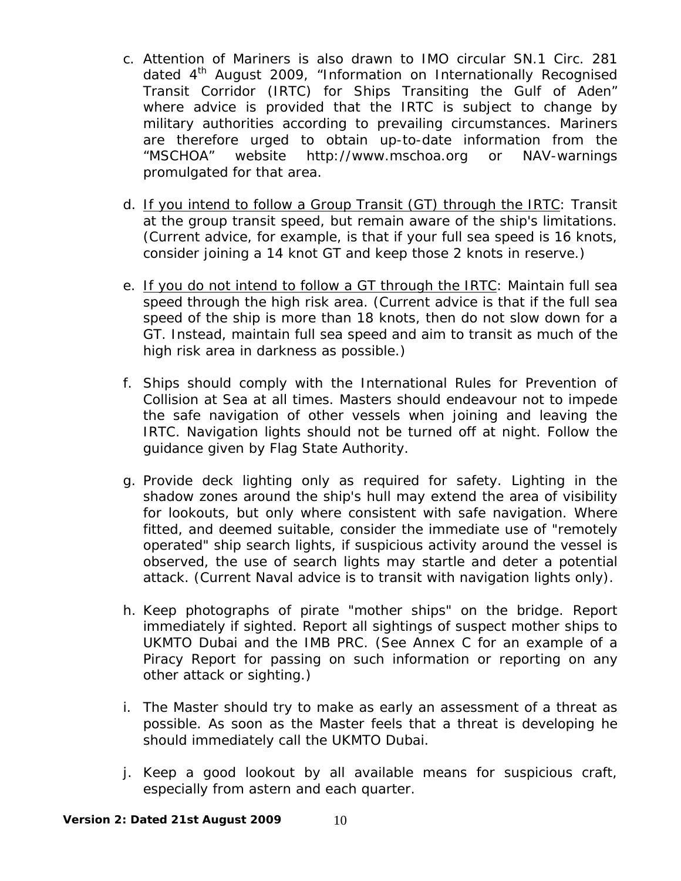c. Attention of Mariners is also drawn to IMO circular SN.1 Circ. 281 dated 4th August 2009, "Information on Internationally Recognised Transit Corridor (IRTC) for Ships Transiting the Gulf of Aden" where advice is provided that the IRTC is subject to change by military authorities according to prevailing circumstances. Mariners are therefore urged to obtain up-to-date information from the "MSCHOA" website http://www.mschoa.org or NAV-warnings promulgated for that area.

d. <u>If you intend to follow a Group Transit (GT) through the IRTC</u>: Transit at the group transit speed, but remain aware of the ship's limitations. (Current advice, for example, is that if your full sea speed is 16 knots, consider joining a 14 knot GT and keep those 2 knots in reserve.)

e. <u>If you do not intend to follow a GT through the IRTC</u>: Maintain full sea speed through the high risk area. (Current advice is that if the full sea speed of the ship is more than 18 knots, then do not slow down for a GT. Instead, maintain full sea speed and aim to transit as much of the high risk area in darkness as possible.)

f. Ships should comply with the International Rules for Prevention of Collision at Sea at all times. Masters should endeavour not to impede the safe navigation of other vessels when joining and leaving the IRTC. Navigation lights should not be turned off at night. Follow the guidance given by Flag State Authority.

g. Provide deck lighting only as required for safety. Lighting in the shadow zones around the ship's hull may extend the area of visibility for lookouts, but only where consistent with safe navigation. Where fitted, and deemed suitable, consider the immediate use of "remotely operated" ship search lights, if suspicious activity around the vessel is observed, the use of search lights may startle and deter a potential attack. (Current Naval advice is to transit with navigation lights only).

h. Keep photographs of pirate "mother ships" on the bridge. Report immediately if sighted. Report all sightings of suspect mother ships to UKMTO Dubai and the IMB PRC. (See Annex C for an example of a Piracy Report for passing on such information or reporting on any other attack or sighting.)

i. The Master should try to make as early an assessment of a threat as possible. As soon as the Master feels that a threat is developing he should immediately call the UKMTO Dubai.

j. Keep a good lookout by all available means for suspicious craft, especially from astern and each quarter.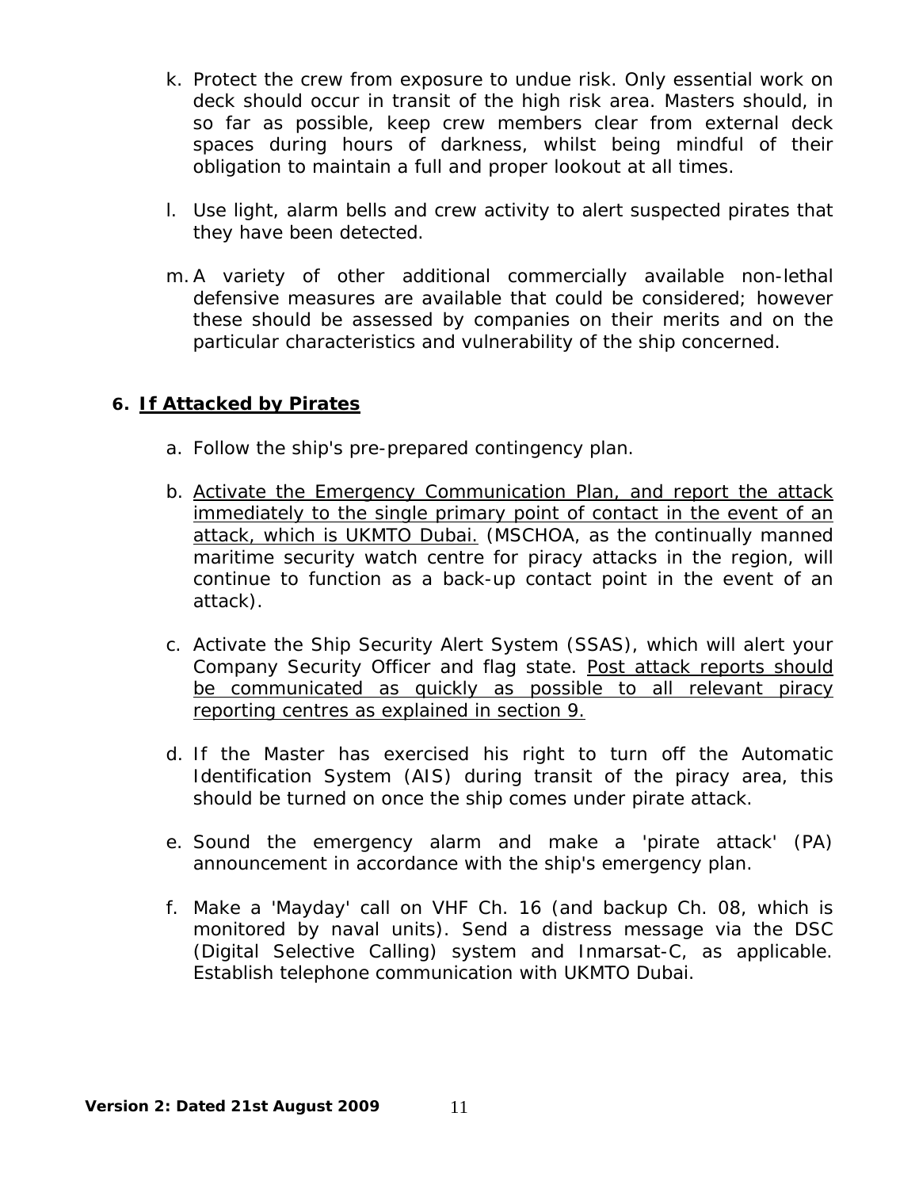k. Protect the crew from exposure to undue risk. Only essential work on deck should occur in transit of the high risk area. Masters should, in so far as possible, keep crew members clear from external deck spaces during hours of darkness, whilst being mindful of their obligation to maintain a full and proper lookout at all times.

l. Use light, alarm bells and crew activity to alert suspected pirates that they have been detected.

m. A variety of other additional commercially available non-lethal defensive measures are available that could be considered; however these should be assessed by companies on their merits and on the particular characteristics and vulnerability of the ship concerned.

## 6. If Attacked by Pirates

a. Follow the ship's pre-prepared contingency plan.

b. <u>Activate the Emergency Communication Plan, and report the attack immediately to the single primary point of contact in the event of an attack, which is UKMTO Dubai.</u> (MSCHOA, as the continually manned maritime security watch centre for piracy attacks in the region, will continue to function as a back-up contact point in the event of an attack).

c. Activate the Ship Security Alert System (SSAS), which will alert your Company Security Officer and flag state. <u>Post attack reports should be communicated as quickly as possible to all relevant piracy reporting centres as explained in section 9.</u>

d. If the Master has exercised his right to turn off the Automatic Identification System (AIS) during transit of the piracy area, this should be turned on once the ship comes under pirate attack.

e. Sound the emergency alarm and make a 'pirate attack' (PA) announcement in accordance with the ship's emergency plan.

f. Make a 'Mayday' call on VHF Ch. 16 (and backup Ch. 08, which is monitored by naval units). Send a distress message via the DSC (Digital Selective Calling) system and Inmarsat-C, as applicable. Establish telephone communication with UKMTO Dubai.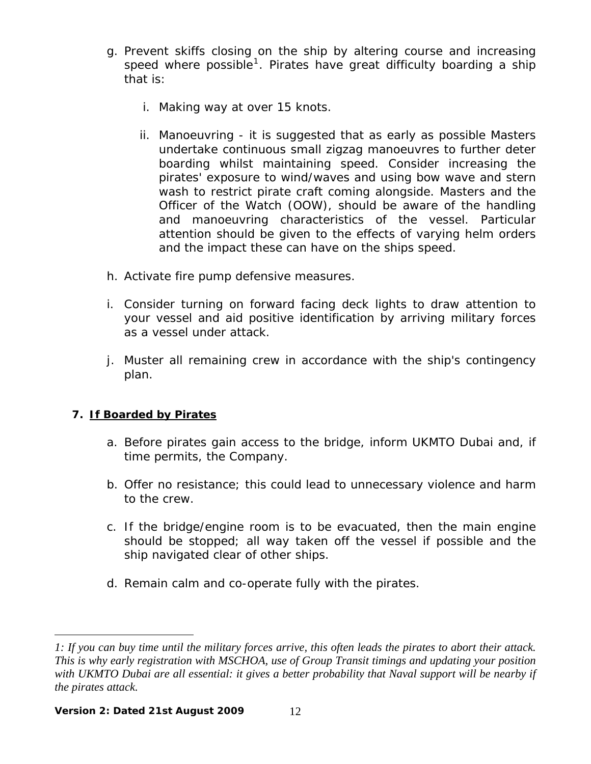g. Prevent skiffs closing on the ship by altering course and increasing speed where possible[1]. Pirates have great difficulty boarding a ship that is:

   i. Making way at over 15 knots.

   ii. Manoeuvring - it is suggested that as early as possible Masters undertake continuous small zigzag manoeuvres to further deter boarding whilst maintaining speed. Consider increasing the pirates' exposure to wind/waves and using bow wave and stern wash to restrict pirate craft coming alongside. Masters and the Officer of the Watch (OOW), should be aware of the handling and manoeuvring characteristics of the vessel. Particular attention should be given to the effects of varying helm orders and the impact these can have on the ships speed.

h. Activate fire pump defensive measures.

i. Consider turning on forward facing deck lights to draw attention to your vessel and aid positive identification by arriving military forces as a vessel under attack.

j. Muster all remaining crew in accordance with the ship's contingency plan.

## 7. If Boarded by Pirates

a. Before pirates gain access to the bridge, inform UKMTO Dubai and, if time permits, the Company.

b. Offer no resistance; this could lead to unnecessary violence and harm to the crew.

c. If the bridge/engine room is to be evacuated, then the main engine should be stopped; all way taken off the vessel if possible and the ship navigated clear of other ships.

d. Remain calm and co-operate fully with the pirates.

---

*1: If you can buy time until the military forces arrive, this often leads the pirates to abort their attack. This is why early registration with MSCHOA, use of Group Transit timings and updating your position with UKMTO Dubai are all essential: it gives a better probability that Naval support will be nearby if the pirates attack.*

**Version 2: Dated 21st August 2009**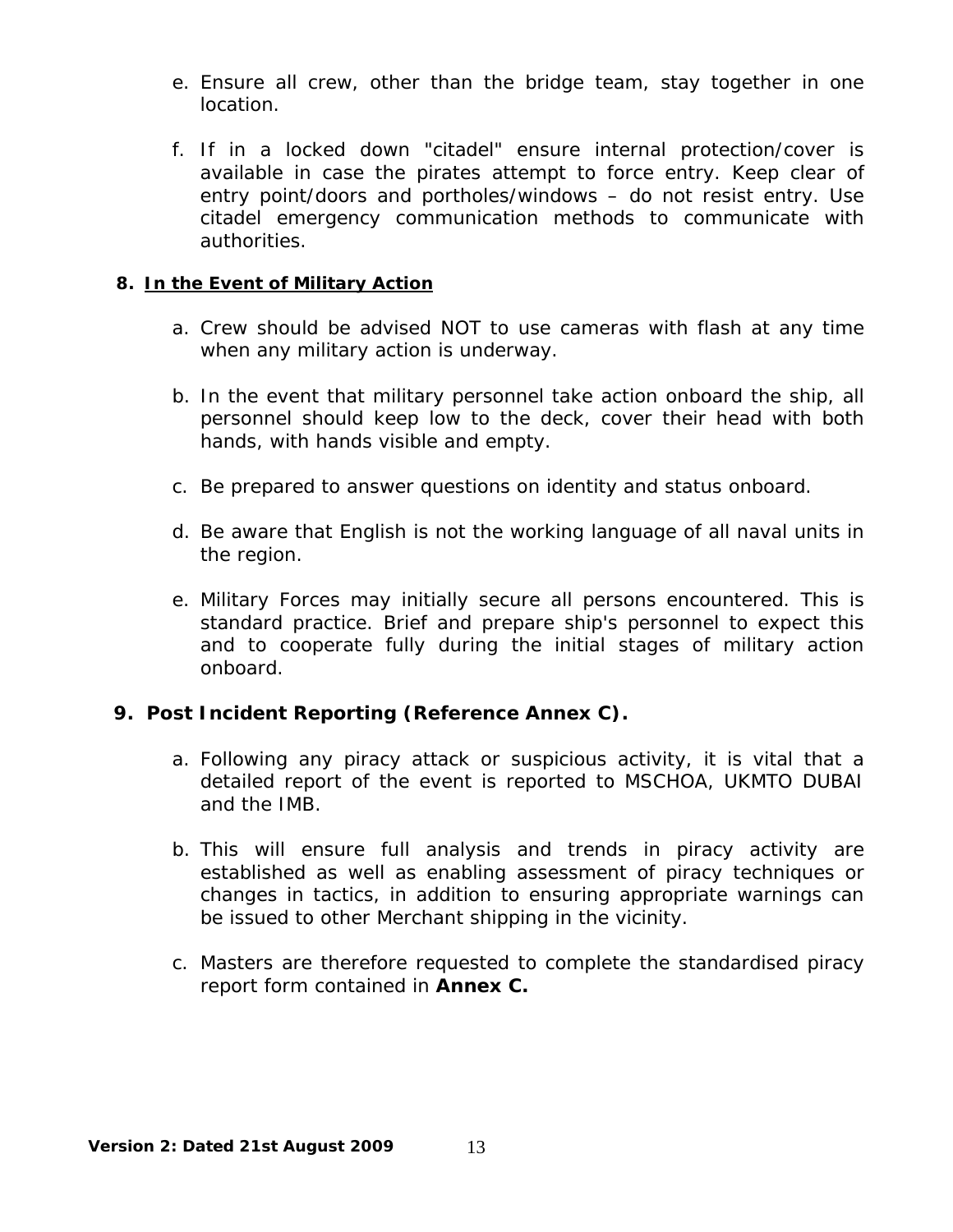e. Ensure all crew, other than the bridge team, stay together in one location.

f. If in a locked down "citadel" ensure internal protection/cover is available in case the pirates attempt to force entry. Keep clear of entry point/doors and portholes/windows – do not resist entry. Use citadel emergency communication methods to communicate with authorities.

**8. <u>In the Event of Military Action</u>**

a. Crew should be advised NOT to use cameras with flash at any time when any military action is underway.

b. In the event that military personnel take action onboard the ship, all personnel should keep low to the deck, cover their head with both hands, with hands visible and empty.

c. Be prepared to answer questions on identity and status onboard.

d. Be aware that English is not the working language of all naval units in the region.

e. Military Forces may initially secure all persons encountered. This is standard practice. Brief and prepare ship's personnel to expect this and to cooperate fully during the initial stages of military action onboard.

**9. Post Incident Reporting (Reference Annex C).**

a. Following any piracy attack or suspicious activity, it is vital that a detailed report of the event is reported to MSCHOA, UKMTO DUBAI and the IMB.

b. This will ensure full analysis and trends in piracy activity are established as well as enabling assessment of piracy techniques or changes in tactics, in addition to ensuring appropriate warnings can be issued to other Merchant shipping in the vicinity.

c. Masters are therefore requested to complete the standardised piracy report form contained in **Annex C.**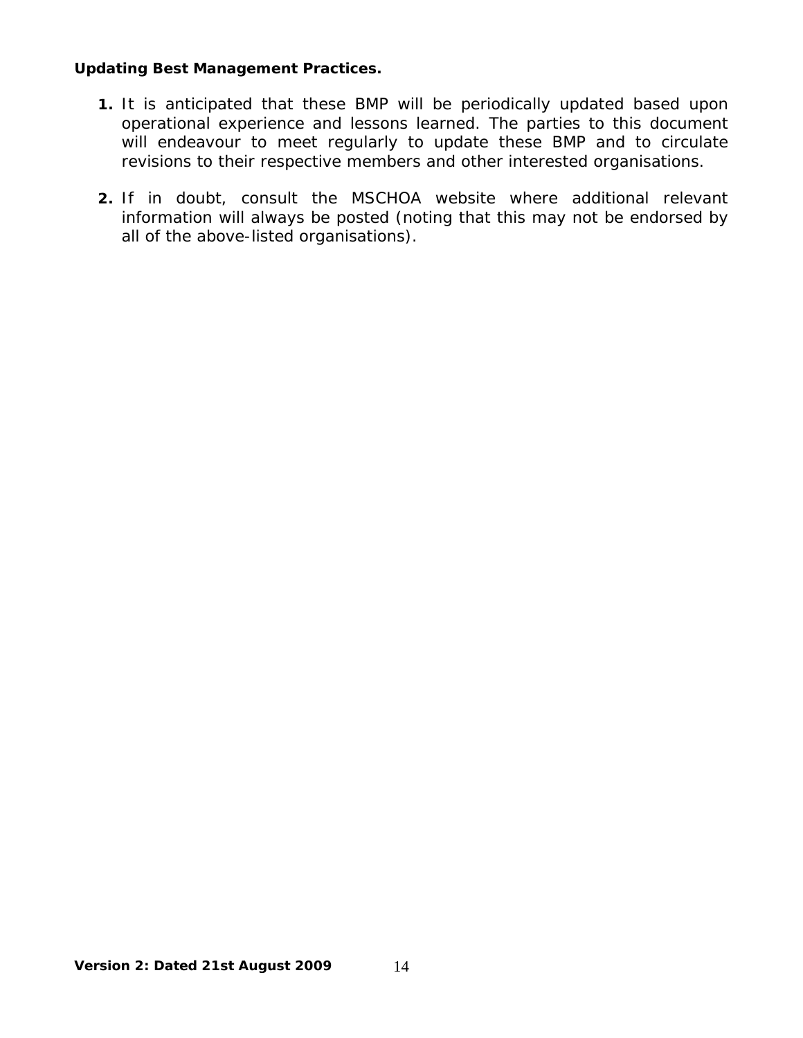**Updating Best Management Practices.**

1. It is anticipated that these BMP will be periodically updated based upon operational experience and lessons learned. The parties to this document will endeavour to meet regularly to update these BMP and to circulate revisions to their respective members and other interested organisations.

2. If in doubt, consult the MSCHOA website where additional relevant information will always be posted (noting that this may not be endorsed by all of the above-listed organisations).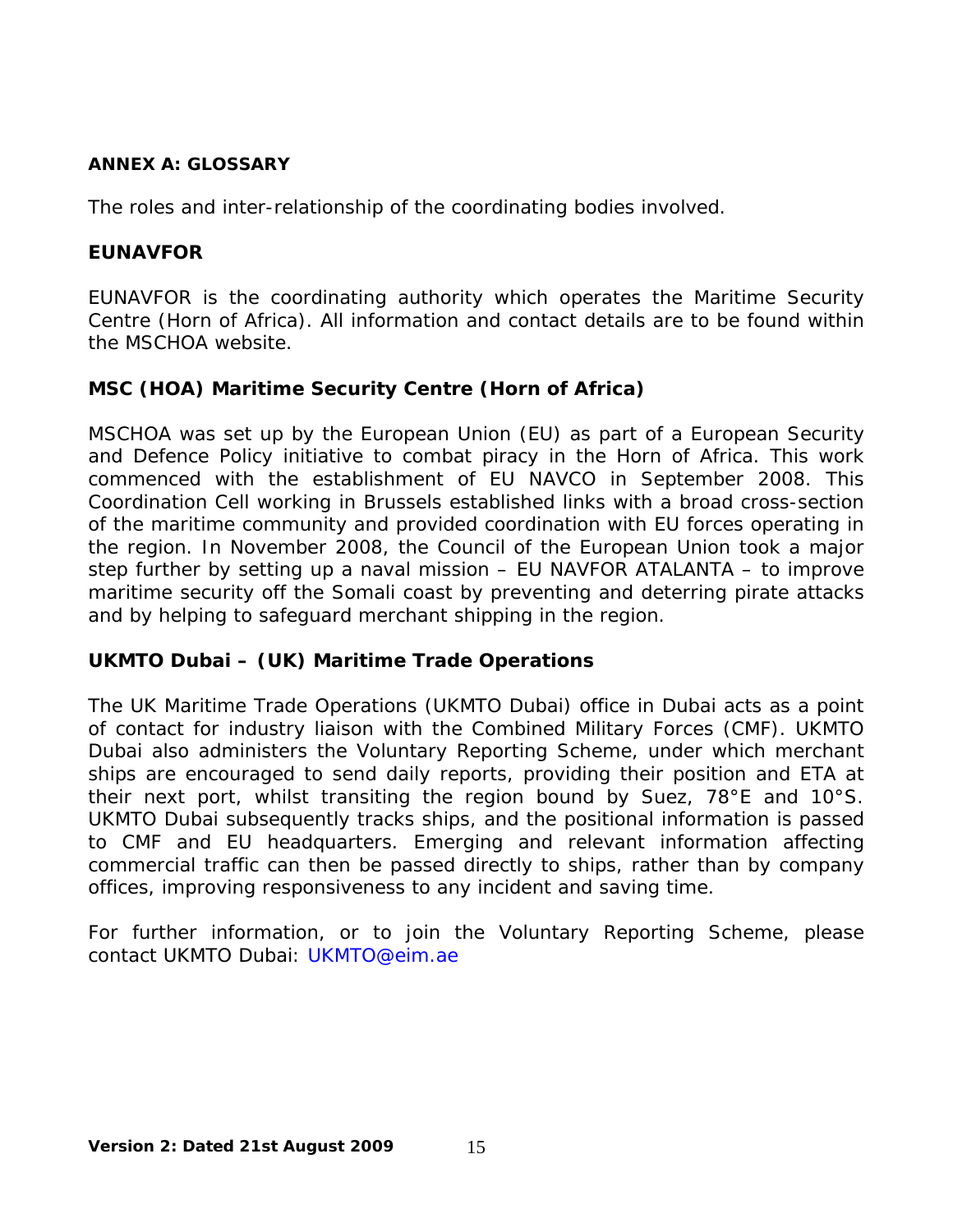## ANNEX A: GLOSSARY

The roles and inter-relationship of the coordinating bodies involved.

### EUNAVFOR

EUNAVFOR is the coordinating authority which operates the Maritime Security Centre (Horn of Africa). All information and contact details are to be found within the MSCHOA website.

### MSC (HOA) Maritime Security Centre (Horn of Africa)

MSCHOA was set up by the European Union (EU) as part of a European Security and Defence Policy initiative to combat piracy in the Horn of Africa. This work commenced with the establishment of EU NAVCO in September 2008. This Coordination Cell working in Brussels established links with a broad cross-section of the maritime community and provided coordination with EU forces operating in the region. In November 2008, the Council of the European Union took a major step further by setting up a naval mission – EU NAVFOR ATALANTA – to improve maritime security off the Somali coast by preventing and deterring pirate attacks and by helping to safeguard merchant shipping in the region.

### UKMTO Dubai – (UK) Maritime Trade Operations

The UK Maritime Trade Operations (UKMTO Dubai) office in Dubai acts as a point of contact for industry liaison with the Combined Military Forces (CMF). UKMTO Dubai also administers the Voluntary Reporting Scheme, under which merchant ships are encouraged to send daily reports, providing their position and ETA at their next port, whilst transiting the region bound by Suez, 78°E and 10°S. UKMTO Dubai subsequently tracks ships, and the positional information is passed to CMF and EU headquarters. Emerging and relevant information affecting commercial traffic can then be passed directly to ships, rather than by company offices, improving responsiveness to any incident and saving time.

For further information, or to join the Voluntary Reporting Scheme, please contact UKMTO Dubai: UKMTO@eim.ae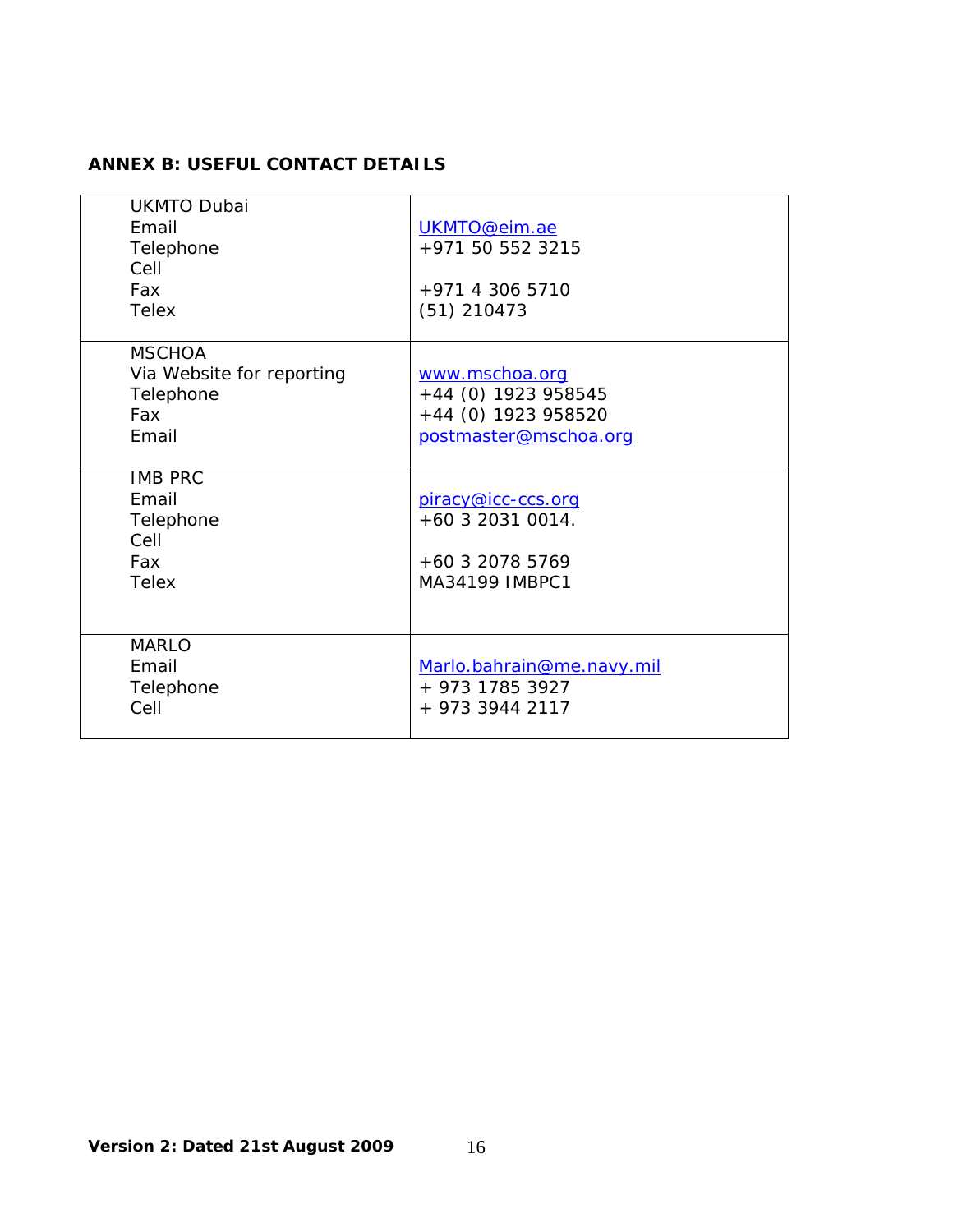**ANNEX B: USEFUL CONTACT DETAILS**

| | |
|---|---|
| UKMTO Dubai<br>Email<br>Telephone<br>Cell<br>Fax<br>Telex | <br>UKMTO@eim.ae<br>+971 50 552 3215<br><br>+971 4 306 5710<br>(51) 210473 |
| MSCHOA<br>Via Website for reporting<br>Telephone<br>Fax<br>Email | <br>www.mschoa.org<br>+44 (0) 1923 958545<br>+44 (0) 1923 958520<br>postmaster@mschoa.org |
| IMB PRC<br>Email<br>Telephone<br>Cell<br>Fax<br>Telex | <br>piracy@icc-ccs.org<br>+60 3 2031 0014.<br><br>+60 3 2078 5769<br>MA34199 IMBPC1 |
| MARLO<br>Email<br>Telephone<br>Cell | <br>Marlo.bahrain@me.navy.mil<br>+ 973 1785 3927<br>+ 973 3944 2117 |

**Version 2: Dated 21st August 2009**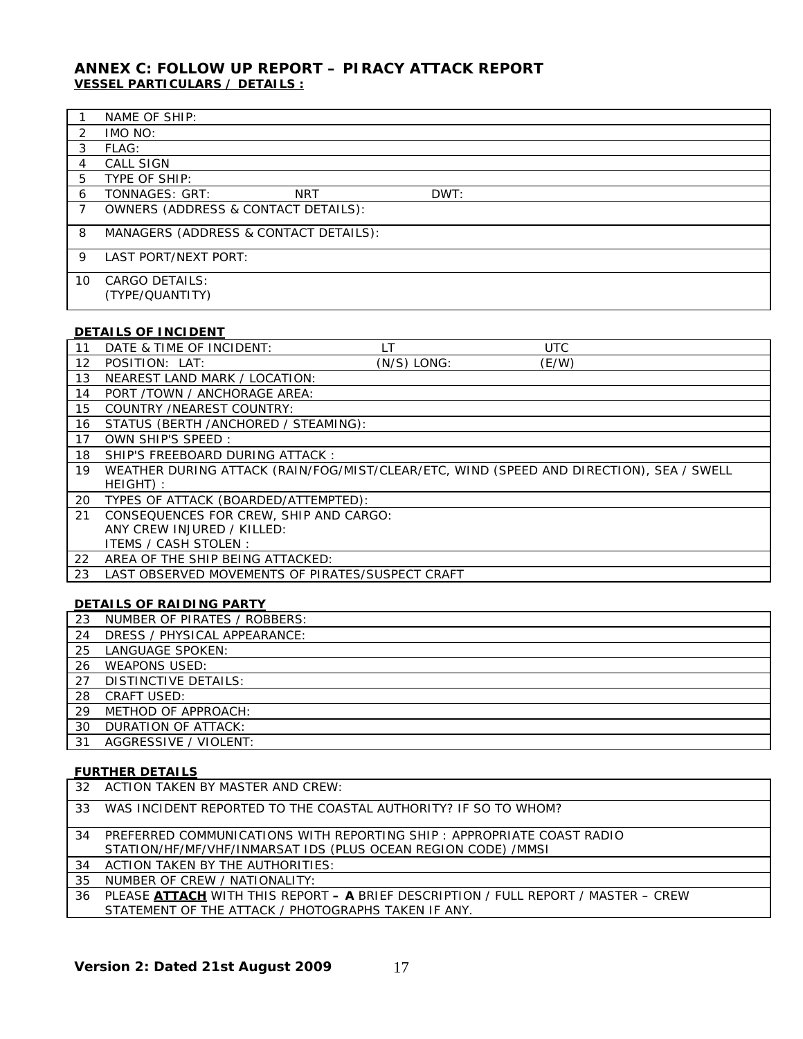## ANNEX C: FOLLOW UP REPORT – PIRACY ATTACK REPORT

**VESSEL PARTICULARS / DETAILS :**

| | | | |
|---|---|---|---|
| 1 | NAME OF SHIP: | | |
| 2 | IMO NO: | | |
| 3 | FLAG: | | |
| 4 | CALL SIGN | | |
| 5 | TYPE OF SHIP: | | |
| 6 | TONNAGES: GRT: | NRT | DWT: |
| 7 | OWNERS (ADDRESS & CONTACT DETAILS): | | |
| 8 | MANAGERS (ADDRESS & CONTACT DETAILS): | | |
| 9 | LAST PORT/NEXT PORT: | | |
| 10 | CARGO DETAILS:<br>(TYPE/QUANTITY) | | |

**DETAILS OF INCIDENT**

| | | | |
|---|---|---|---|
| 11 | DATE & TIME OF INCIDENT: | LT | UTC |
| 12 | POSITION: LAT: | (N/S) LONG: | (E/W) |
| 13 | NEAREST LAND MARK / LOCATION: | | |
| 14 | PORT /TOWN / ANCHORAGE AREA: | | |
| 15 | COUNTRY /NEAREST COUNTRY: | | |
| 16 | STATUS (BERTH /ANCHORED / STEAMING): | | |
| 17 | OWN SHIP'S SPEED : | | |
| 18 | SHIP'S FREEBOARD DURING ATTACK : | | |
| 19 | WEATHER DURING ATTACK (RAIN/FOG/MIST/CLEAR/ETC, WIND (SPEED AND DIRECTION), SEA / SWELL HEIGHT) : | | |
| 20 | TYPES OF ATTACK (BOARDED/ATTEMPTED): | | |
| 21 | CONSEQUENCES FOR CREW, SHIP AND CARGO:<br>ANY CREW INJURED / KILLED:<br>ITEMS / CASH STOLEN : | | |
| 22 | AREA OF THE SHIP BEING ATTACKED: | | |
| 23 | LAST OBSERVED MOVEMENTS OF PIRATES/SUSPECT CRAFT | | |

**DETAILS OF RAIDING PARTY**

| | |
|---|---|
| 23 | NUMBER OF PIRATES / ROBBERS: |
| 24 | DRESS / PHYSICAL APPEARANCE: |
| 25 | LANGUAGE SPOKEN: |
| 26 | WEAPONS USED: |
| 27 | DISTINCTIVE DETAILS: |
| 28 | CRAFT USED: |
| 29 | METHOD OF APPROACH: |
| 30 | DURATION OF ATTACK: |
| 31 | AGGRESSIVE / VIOLENT: |

**FURTHER DETAILS**

| | |
|---|---|
| 32 | ACTION TAKEN BY MASTER AND CREW: |
| 33 | WAS INCIDENT REPORTED TO THE COASTAL AUTHORITY? IF SO TO WHOM? |
| 34 | PREFERRED COMMUNICATIONS WITH REPORTING SHIP : APPROPRIATE COAST RADIO STATION/HF/MF/VHF/INMARSAT IDS (PLUS OCEAN REGION CODE) /MMSI |
| 34 | ACTION TAKEN BY THE AUTHORITIES: |
| 35 | NUMBER OF CREW / NATIONALITY: |
| 36 | PLEASE **ATTACH** WITH THIS REPORT **– A** BRIEF DESCRIPTION / FULL REPORT / MASTER – CREW STATEMENT OF THE ATTACK / PHOTOGRAPHS TAKEN IF ANY. |

***Version 2: Dated 21st August 2009***